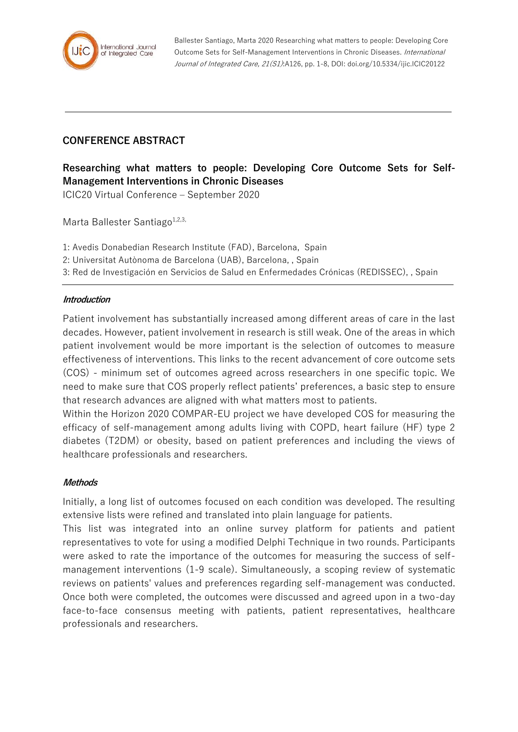## CONFERENCE ABSTRACT

# Researching what matters to people: Developing Core Outcome Sets for Self-Management Interventions in Chronic Diseases

ICIC20 Virtual Conference – September 2020

Marta Ballester Santiago[1,2,3,]

1: Avedis Donabedian Research Institute (FAD), Barcelona, Spain
2: Universitat Autònoma de Barcelona (UAB), Barcelona, , Spain
3: Red de Investigación en Servicios de Salud en Enfermedades Crónicas (REDISSEC), , Spain

### *Introduction*

Patient involvement has substantially increased among different areas of care in the last decades. However, patient involvement in research is still weak. One of the areas in which patient involvement would be more important is the selection of outcomes to measure effectiveness of interventions. This links to the recent advancement of core outcome sets (COS) - minimum set of outcomes agreed across researchers in one specific topic. We need to make sure that COS properly reflect patients' preferences, a basic step to ensure that research advances are aligned with what matters most to patients.

Within the Horizon 2020 COMPAR-EU project we have developed COS for measuring the efficacy of self-management among adults living with COPD, heart failure (HF) type 2 diabetes (T2DM) or obesity, based on patient preferences and including the views of healthcare professionals and researchers.

### *Methods*

Initially, a long list of outcomes focused on each condition was developed. The resulting extensive lists were refined and translated into plain language for patients.

This list was integrated into an online survey platform for patients and patient representatives to vote for using a modified Delphi Technique in two rounds. Participants were asked to rate the importance of the outcomes for measuring the success of self-management interventions (1-9 scale). Simultaneously, a scoping review of systematic reviews on patients' values and preferences regarding self-management was conducted. Once both were completed, the outcomes were discussed and agreed upon in a two-day face-to-face consensus meeting with patients, patient representatives, healthcare professionals and researchers.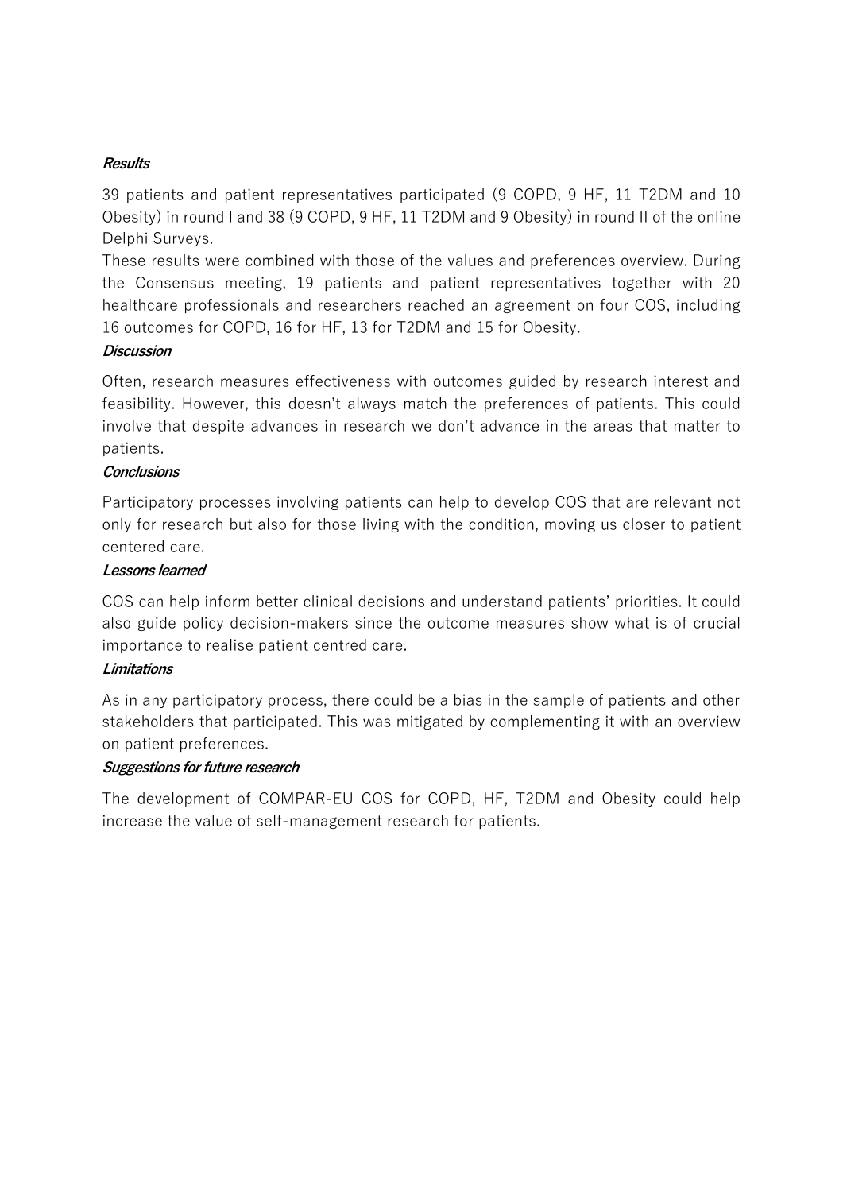***Results***

39 patients and patient representatives participated (9 COPD, 9 HF, 11 T2DM and 10 Obesity) in round I and 38 (9 COPD, 9 HF, 11 T2DM and 9 Obesity) in round II of the online Delphi Surveys.

These results were combined with those of the values and preferences overview. During the Consensus meeting, 19 patients and patient representatives together with 20 healthcare professionals and researchers reached an agreement on four COS, including 16 outcomes for COPD, 16 for HF, 13 for T2DM and 15 for Obesity.

***Discussion***

Often, research measures effectiveness with outcomes guided by research interest and feasibility. However, this doesn't always match the preferences of patients. This could involve that despite advances in research we don't advance in the areas that matter to patients.

***Conclusions***

Participatory processes involving patients can help to develop COS that are relevant not only for research but also for those living with the condition, moving us closer to patient centered care.

***Lessons learned***

COS can help inform better clinical decisions and understand patients' priorities. It could also guide policy decision-makers since the outcome measures show what is of crucial importance to realise patient centred care.

***Limitations***

As in any participatory process, there could be a bias in the sample of patients and other stakeholders that participated. This was mitigated by complementing it with an overview on patient preferences.

***Suggestions for future research***

The development of COMPAR-EU COS for COPD, HF, T2DM and Obesity could help increase the value of self-management research for patients.